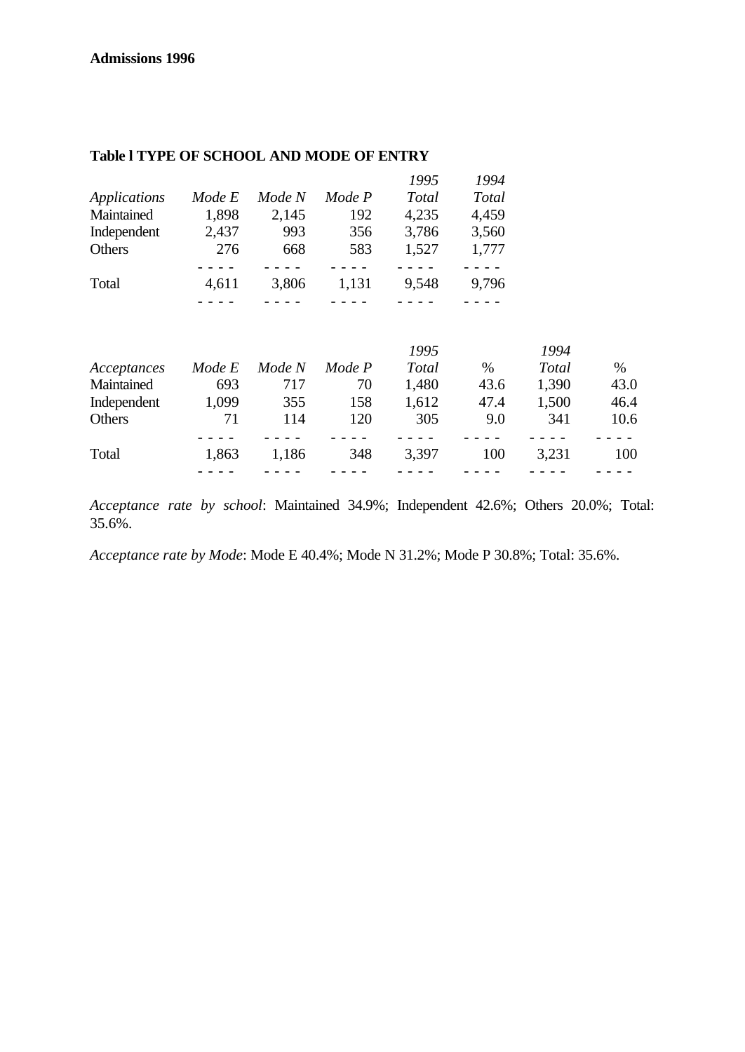**Admissions 1996**

**Table l TYPE OF SCHOOL AND MODE OF ENTRY**

| *Applications* | *Mode E* | *Mode N* | *Mode P* | *1995 Total* | *1994 Total* |
|---|---|---|---|---|---|
| Maintained | 1,898 | 2,145 | 192 | 4,235 | 4,459 |
| Independent | 2,437 | 993 | 356 | 3,786 | 3,560 |
| Others | 276 | 668 | 583 | 1,527 | 1,777 |
| Total | 4,611 | 3,806 | 1,131 | 9,548 | 9,796 |

| *Acceptances* | *Mode E* | *Mode N* | *Mode P* | *1995 Total* | % | *1994 Total* | % |
|---|---|---|---|---|---|---|---|
| Maintained | 693 | 717 | 70 | 1,480 | 43.6 | 1,390 | 43.0 |
| Independent | 1,099 | 355 | 158 | 1,612 | 47.4 | 1,500 | 46.4 |
| Others | 71 | 114 | 120 | 305 | 9.0 | 341 | 10.6 |
| Total | 1,863 | 1,186 | 348 | 3,397 | 100 | 3,231 | 100 |

*Acceptance rate by school*: Maintained 34.9%; Independent 42.6%; Others 20.0%; Total: 35.6%.

*Acceptance rate by Mode*: Mode E 40.4%; Mode N 31.2%; Mode P 30.8%; Total: 35.6%.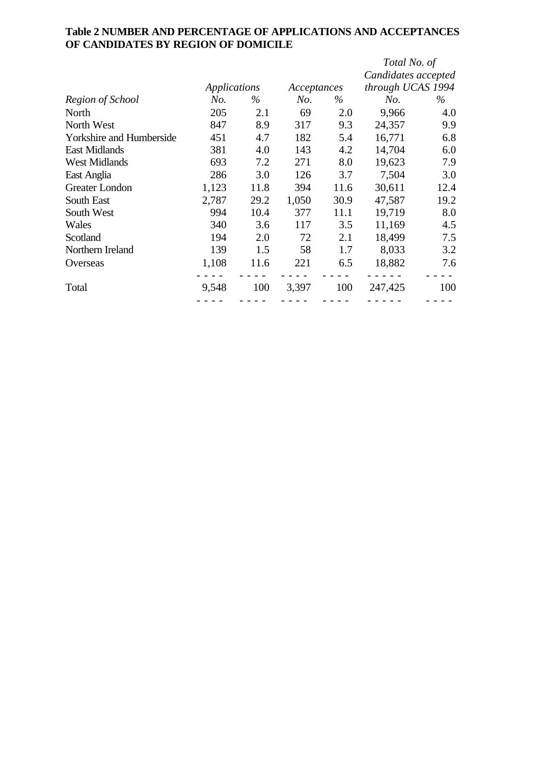**Table 2 NUMBER AND PERCENTAGE OF APPLICATIONS AND ACCEPTANCES OF CANDIDATES BY REGION OF DOMICILE**

| | *Applications* | | *Acceptances* | | *Total No. of Candidates accepted through UCAS 1994* | |
|---|---|---|---|---|---|---|
| *Region of School* | *No.* | *%* | *No.* | *%* | *No.* | *%* |
| North | 205 | 2.1 | 69 | 2.0 | 9,966 | 4.0 |
| North West | 847 | 8.9 | 317 | 9.3 | 24,357 | 9.9 |
| Yorkshire and Humberside | 451 | 4.7 | 182 | 5.4 | 16,771 | 6.8 |
| East Midlands | 381 | 4.0 | 143 | 4.2 | 14,704 | 6.0 |
| West Midlands | 693 | 7.2 | 271 | 8.0 | 19,623 | 7.9 |
| East Anglia | 286 | 3.0 | 126 | 3.7 | 7,504 | 3.0 |
| Greater London | 1,123 | 11.8 | 394 | 11.6 | 30,611 | 12.4 |
| South East | 2,787 | 29.2 | 1,050 | 30.9 | 47,587 | 19.2 |
| South West | 994 | 10.4 | 377 | 11.1 | 19,719 | 8.0 |
| Wales | 340 | 3.6 | 117 | 3.5 | 11,169 | 4.5 |
| Scotland | 194 | 2.0 | 72 | 2.1 | 18,499 | 7.5 |
| Northern Ireland | 139 | 1.5 | 58 | 1.7 | 8,033 | 3.2 |
| Overseas | 1,108 | 11.6 | 221 | 6.5 | 18,882 | 7.6 |
| Total | 9,548 | 100 | 3,397 | 100 | 247,425 | 100 |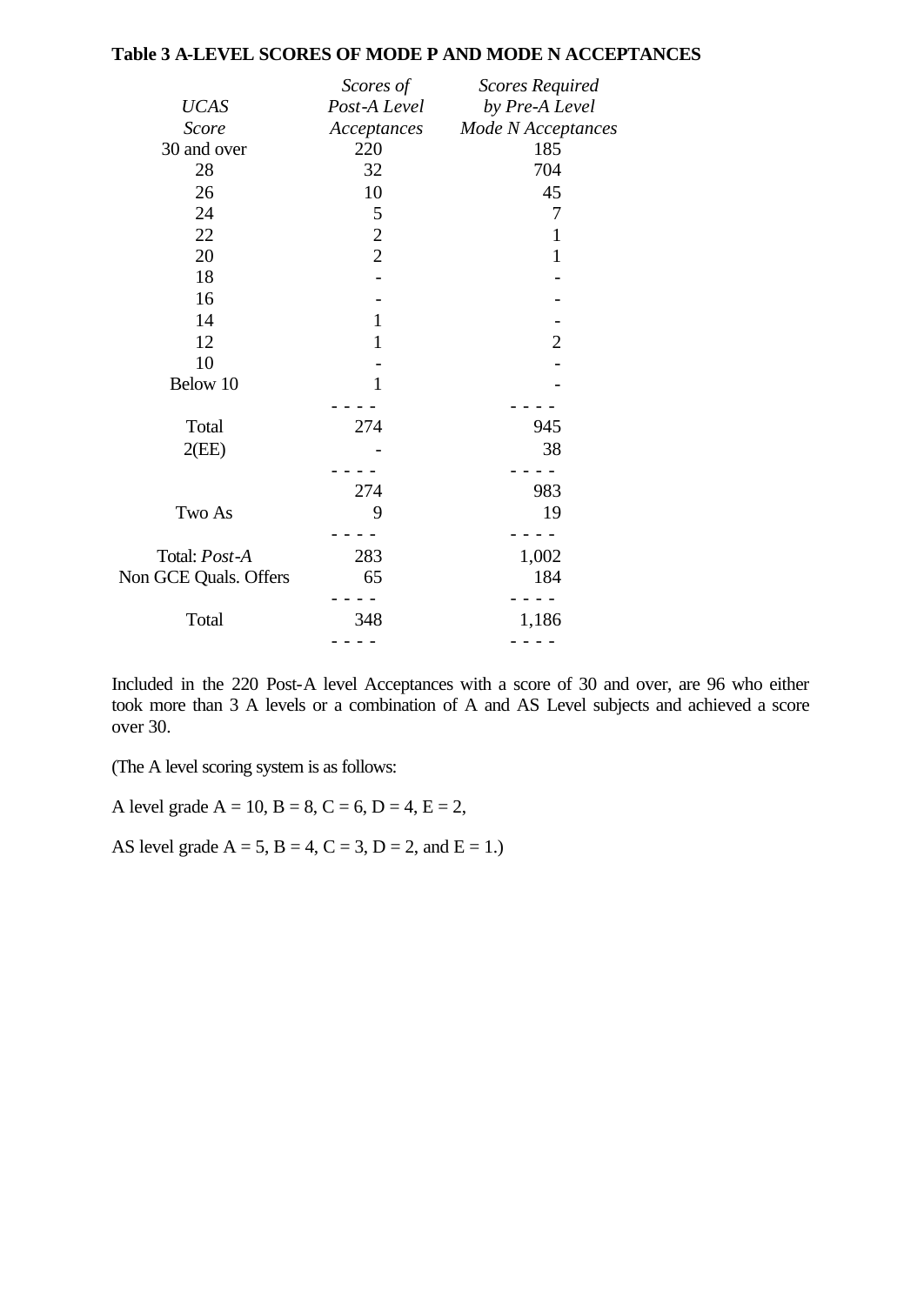**Table 3 A-LEVEL SCORES OF MODE P AND MODE N ACCEPTANCES**

| *UCAS Score* | *Scores of Post-A Level Acceptances* | *Scores Required by Pre-A Level Mode N Acceptances* |
|---|---|---|
| 30 and over | 220 | 185 |
| 28 | 32 | 704 |
| 26 | 10 | 45 |
| 24 | 5 | 7 |
| 22 | 2 | 1 |
| 20 | 2 | 1 |
| 18 | - | - |
| 16 | - | - |
| 14 | 1 | - |
| 12 | 1 | 2 |
| 10 | - | - |
| Below 10 | 1 | - |
| Total | 274 | 945 |
| 2(EE) | - | 38 |
| | 274 | 983 |
| Two As | 9 | 19 |
| Total: *Post-A* | 283 | 1,002 |
| Non GCE Quals. Offers | 65 | 184 |
| Total | 348 | 1,186 |

Included in the 220 Post-A level Acceptances with a score of 30 and over, are 96 who either took more than 3 A levels or a combination of A and AS Level subjects and achieved a score over 30.

(The A level scoring system is as follows:

A level grade A = 10, B = 8, C = 6, D = 4, E = 2,

AS level grade A = 5, B = 4, C = 3, D = 2, and E = 1.)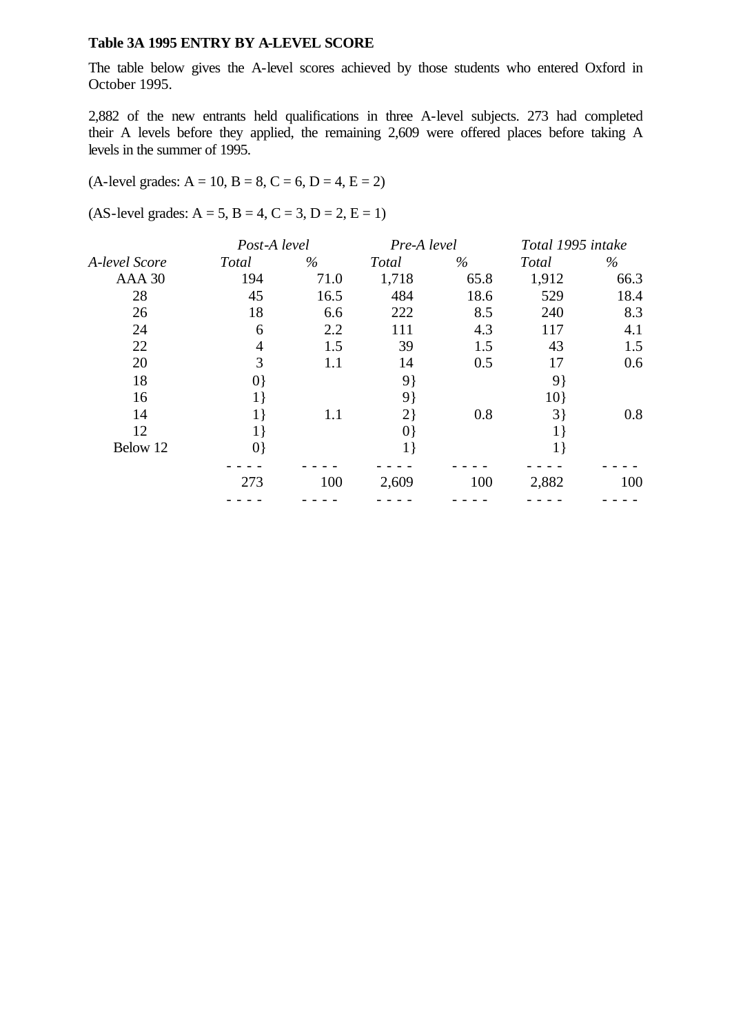**Table 3A 1995 ENTRY BY A-LEVEL SCORE**

The table below gives the A-level scores achieved by those students who entered Oxford in October 1995.

2,882 of the new entrants held qualifications in three A-level subjects. 273 had completed their A levels before they applied, the remaining 2,609 were offered places before taking A levels in the summer of 1995.

(A-level grades: A = 10, B = 8, C = 6, D = 4, E = 2)

(AS-level grades: A = 5, B = 4, C = 3, D = 2, E = 1)

| | *Post-A level* | | *Pre-A level* | | *Total 1995 intake* | |
|---|---|---|---|---|---|---|
| *A-level Score* | *Total* | *%* | *Total* | *%* | *Total* | *%* |
| AAA 30 | 194 | 71.0 | 1,718 | 65.8 | 1,912 | 66.3 |
| 28 | 45 | 16.5 | 484 | 18.6 | 529 | 18.4 |
| 26 | 18 | 6.6 | 222 | 8.5 | 240 | 8.3 |
| 24 | 6 | 2.2 | 111 | 4.3 | 117 | 4.1 |
| 22 | 4 | 1.5 | 39 | 1.5 | 43 | 1.5 |
| 20 | 3 | 1.1 | 14 | 0.5 | 17 | 0.6 |
| 18 | 0} | | 9} | | 9} | |
| 16 | 1} | | 9} | | 10} | |
| 14 | 1} | 1.1 | 2} | 0.8 | 3} | 0.8 |
| 12 | 1} | | 0} | | 1} | |
| Below 12 | 0} | | 1} | | 1} | |
| | 273 | 100 | 2,609 | 100 | 2,882 | 100 |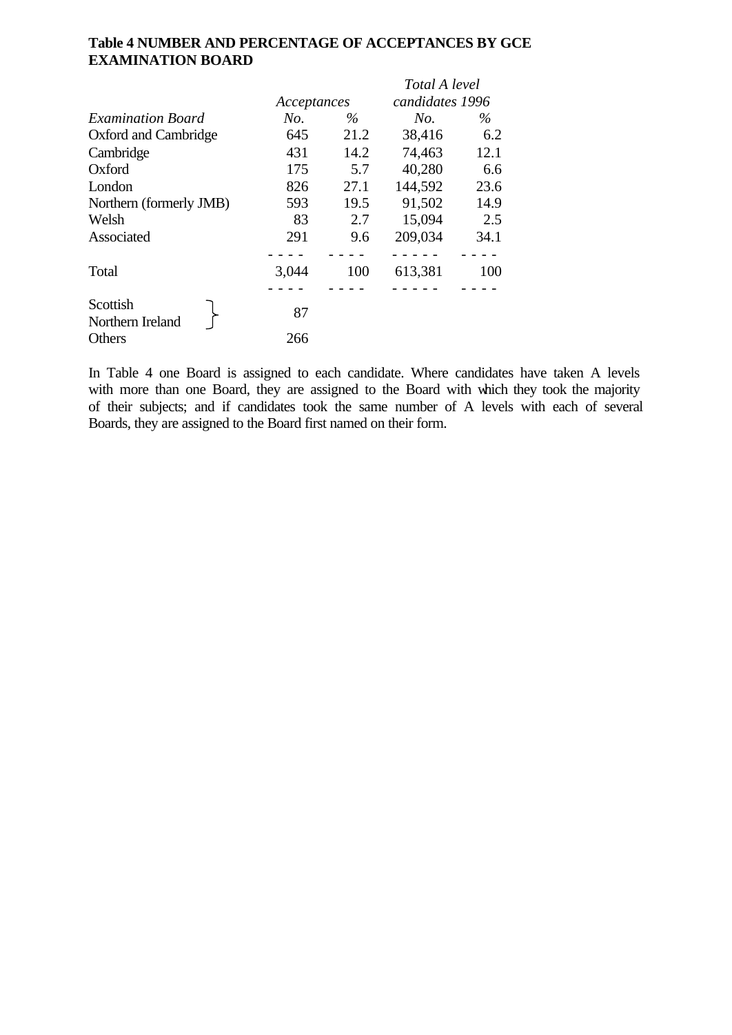**Table 4 NUMBER AND PERCENTAGE OF ACCEPTANCES BY GCE EXAMINATION BOARD**

| | *Acceptances* | | *Total A level candidates 1996* | |
|---|---|---|---|---|
| *Examination Board* | *No.* | *%* | *No.* | *%* |
| Oxford and Cambridge | 645 | 21.2 | 38,416 | 6.2 |
| Cambridge | 431 | 14.2 | 74,463 | 12.1 |
| Oxford | 175 | 5.7 | 40,280 | 6.6 |
| London | 826 | 27.1 | 144,592 | 23.6 |
| Northern (formerly JMB) | 593 | 19.5 | 91,502 | 14.9 |
| Welsh | 83 | 2.7 | 15,094 | 2.5 |
| Associated | 291 | 9.6 | 209,034 | 34.1 |
| Total | 3,044 | 100 | 613,381 | 100 |
| Scottish / Northern Ireland | 87 | | | |
| Others | 266 | | | |

In Table 4 one Board is assigned to each candidate. Where candidates have taken A levels with more than one Board, they are assigned to the Board with which they took the majority of their subjects; and if candidates took the same number of A levels with each of several Boards, they are assigned to the Board first named on their form.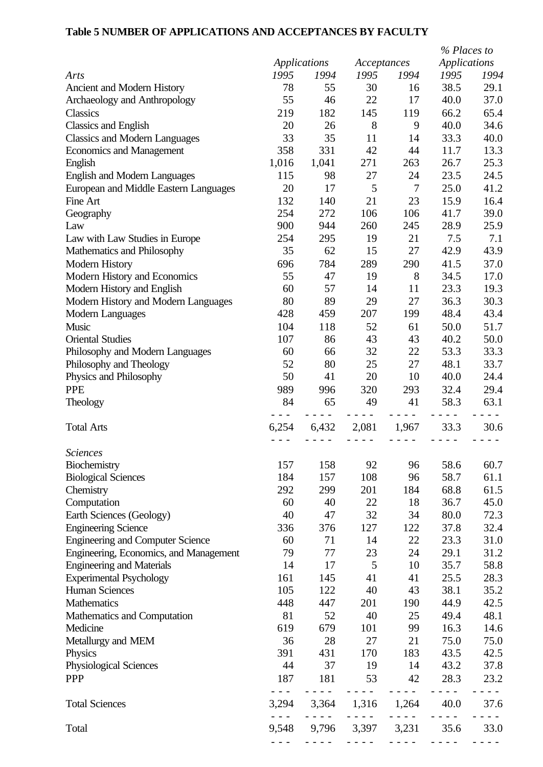**Table 5 NUMBER OF APPLICATIONS AND ACCEPTANCES BY FACULTY**

| | *Applications* | | *Acceptances* | | *% Places to Applications* | |
|---|---|---|---|---|---|---|
| *Arts* | *1995* | *1994* | *1995* | *1994* | *1995* | *1994* |
| Ancient and Modern History | 78 | 55 | 30 | 16 | 38.5 | 29.1 |
| Archaeology and Anthropology | 55 | 46 | 22 | 17 | 40.0 | 37.0 |
| Classics | 219 | 182 | 145 | 119 | 66.2 | 65.4 |
| Classics and English | 20 | 26 | 8 | 9 | 40.0 | 34.6 |
| Classics and Modern Languages | 33 | 35 | 11 | 14 | 33.3 | 40.0 |
| Economics and Management | 358 | 331 | 42 | 44 | 11.7 | 13.3 |
| English | 1,016 | 1,041 | 271 | 263 | 26.7 | 25.3 |
| English and Modern Languages | 115 | 98 | 27 | 24 | 23.5 | 24.5 |
| European and Middle Eastern Languages | 20 | 17 | 5 | 7 | 25.0 | 41.2 |
| Fine Art | 132 | 140 | 21 | 23 | 15.9 | 16.4 |
| Geography | 254 | 272 | 106 | 106 | 41.7 | 39.0 |
| Law | 900 | 944 | 260 | 245 | 28.9 | 25.9 |
| Law with Law Studies in Europe | 254 | 295 | 19 | 21 | 7.5 | 7.1 |
| Mathematics and Philosophy | 35 | 62 | 15 | 27 | 42.9 | 43.9 |
| Modern History | 696 | 784 | 289 | 290 | 41.5 | 37.0 |
| Modern History and Economics | 55 | 47 | 19 | 8 | 34.5 | 17.0 |
| Modern History and English | 60 | 57 | 14 | 11 | 23.3 | 19.3 |
| Modern History and Modern Languages | 80 | 89 | 29 | 27 | 36.3 | 30.3 |
| Modern Languages | 428 | 459 | 207 | 199 | 48.4 | 43.4 |
| Music | 104 | 118 | 52 | 61 | 50.0 | 51.7 |
| Oriental Studies | 107 | 86 | 43 | 43 | 40.2 | 50.0 |
| Philosophy and Modern Languages | 60 | 66 | 32 | 22 | 53.3 | 33.3 |
| Philosophy and Theology | 52 | 80 | 25 | 27 | 48.1 | 33.7 |
| Physics and Philosophy | 50 | 41 | 20 | 10 | 40.0 | 24.4 |
| PPE | 989 | 996 | 320 | 293 | 32.4 | 29.4 |
| Theology | 84 | 65 | 49 | 41 | 58.3 | 63.1 |
| Total Arts | 6,254 | 6,432 | 2,081 | 1,967 | 33.3 | 30.6 |
| *Sciences* | | | | | | |
| Biochemistry | 157 | 158 | 92 | 96 | 58.6 | 60.7 |
| Biological Sciences | 184 | 157 | 108 | 96 | 58.7 | 61.1 |
| Chemistry | 292 | 299 | 201 | 184 | 68.8 | 61.5 |
| Computation | 60 | 40 | 22 | 18 | 36.7 | 45.0 |
| Earth Sciences (Geology) | 40 | 47 | 32 | 34 | 80.0 | 72.3 |
| Engineering Science | 336 | 376 | 127 | 122 | 37.8 | 32.4 |
| Engineering and Computer Science | 60 | 71 | 14 | 22 | 23.3 | 31.0 |
| Engineering, Economics, and Management | 79 | 77 | 23 | 24 | 29.1 | 31.2 |
| Engineering and Materials | 14 | 17 | 5 | 10 | 35.7 | 58.8 |
| Experimental Psychology | 161 | 145 | 41 | 41 | 25.5 | 28.3 |
| Human Sciences | 105 | 122 | 40 | 43 | 38.1 | 35.2 |
| Mathematics | 448 | 447 | 201 | 190 | 44.9 | 42.5 |
| Mathematics and Computation | 81 | 52 | 40 | 25 | 49.4 | 48.1 |
| Medicine | 619 | 679 | 101 | 99 | 16.3 | 14.6 |
| Metallurgy and MEM | 36 | 28 | 27 | 21 | 75.0 | 75.0 |
| Physics | 391 | 431 | 170 | 183 | 43.5 | 42.5 |
| Physiological Sciences | 44 | 37 | 19 | 14 | 43.2 | 37.8 |
| PPP | 187 | 181 | 53 | 42 | 28.3 | 23.2 |
| Total Sciences | 3,294 | 3,364 | 1,316 | 1,264 | 40.0 | 37.6 |
| Total | 9,548 | 9,796 | 3,397 | 3,231 | 35.6 | 33.0 |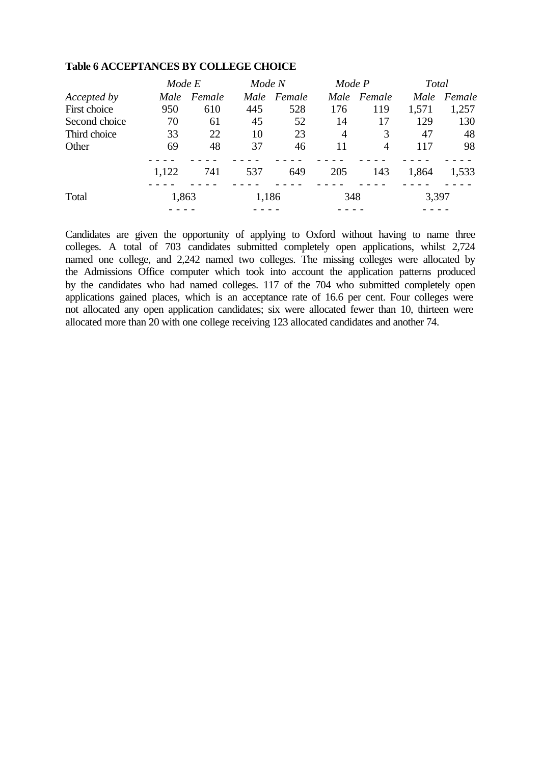**Table 6 ACCEPTANCES BY COLLEGE CHOICE**

| | *Mode E* | | *Mode N* | | *Mode P* | | *Total* | |
|---|---|---|---|---|---|---|---|---|
| *Accepted by* | *Male* | *Female* | *Male* | *Female* | *Male* | *Female* | *Male* | *Female* |
| First choice | 950 | 610 | 445 | 528 | 176 | 119 | 1,571 | 1,257 |
| Second choice | 70 | 61 | 45 | 52 | 14 | 17 | 129 | 130 |
| Third choice | 33 | 22 | 10 | 23 | 4 | 3 | 47 | 48 |
| Other | 69 | 48 | 37 | 46 | 11 | 4 | 117 | 98 |
| | 1,122 | 741 | 537 | 649 | 205 | 143 | 1,864 | 1,533 |
| Total | 1,863 | | 1,186 | | 348 | | 3,397 | |

Candidates are given the opportunity of applying to Oxford without having to name three colleges. A total of 703 candidates submitted completely open applications, whilst 2,724 named one college, and 2,242 named two colleges. The missing colleges were allocated by the Admissions Office computer which took into account the application patterns produced by the candidates who had named colleges. 117 of the 704 who submitted completely open applications gained places, which is an acceptance rate of 16.6 per cent. Four colleges were not allocated any open application candidates; six were allocated fewer than 10, thirteen were allocated more than 20 with one college receiving 123 allocated candidates and another 74.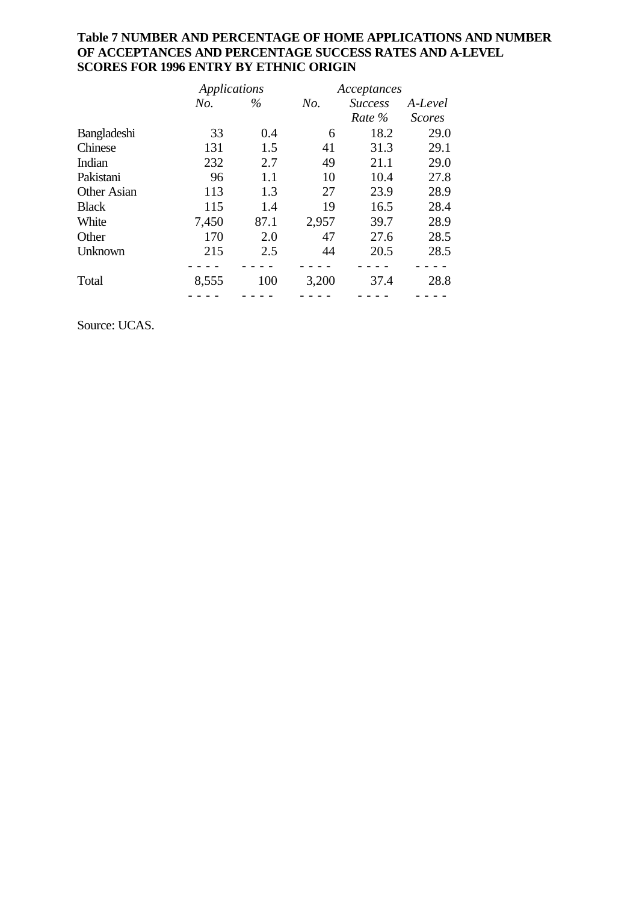**Table 7 NUMBER AND PERCENTAGE OF HOME APPLICATIONS AND NUMBER OF ACCEPTANCES AND PERCENTAGE SUCCESS RATES AND A-LEVEL SCORES FOR 1996 ENTRY BY ETHNIC ORIGIN**

| | *Applications* | | *Acceptances* | | |
|---|---|---|---|---|---|
| | *No.* | *%* | *No.* | *Success Rate %* | *A-Level Scores* |
| Bangladeshi | 33 | 0.4 | 6 | 18.2 | 29.0 |
| Chinese | 131 | 1.5 | 41 | 31.3 | 29.1 |
| Indian | 232 | 2.7 | 49 | 21.1 | 29.0 |
| Pakistani | 96 | 1.1 | 10 | 10.4 | 27.8 |
| Other Asian | 113 | 1.3 | 27 | 23.9 | 28.9 |
| Black | 115 | 1.4 | 19 | 16.5 | 28.4 |
| White | 7,450 | 87.1 | 2,957 | 39.7 | 28.9 |
| Other | 170 | 2.0 | 47 | 27.6 | 28.5 |
| Unknown | 215 | 2.5 | 44 | 20.5 | 28.5 |
| Total | 8,555 | 100 | 3,200 | 37.4 | 28.8 |

Source: UCAS.